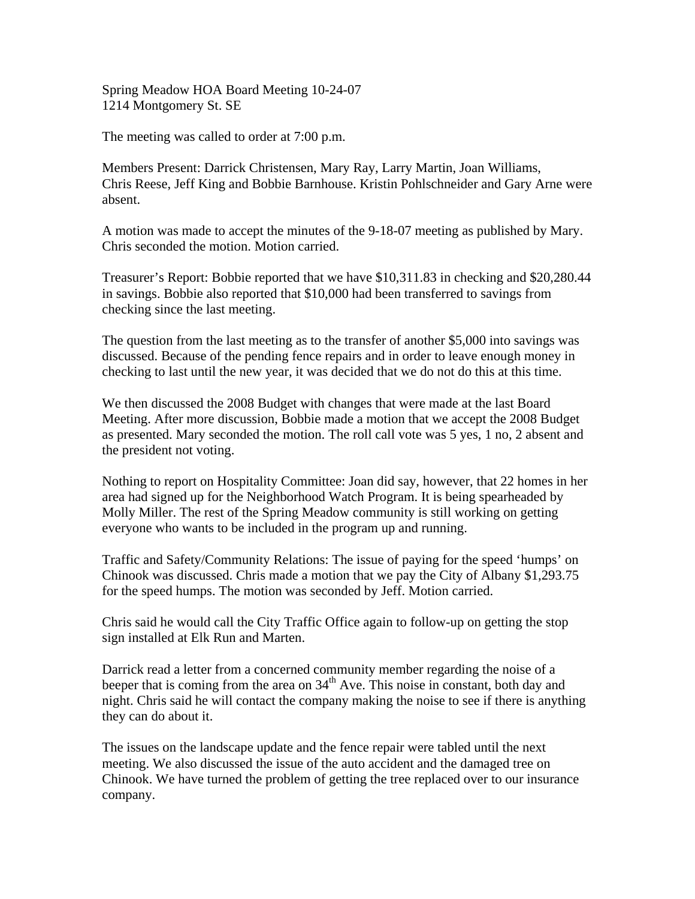Spring Meadow HOA Board Meeting 10-24-07
1214 Montgomery St. SE

The meeting was called to order at 7:00 p.m.

Members Present: Darrick Christensen, Mary Ray, Larry Martin, Joan Williams, Chris Reese, Jeff King and Bobbie Barnhouse. Kristin Pohlschneider and Gary Arne were absent.

A motion was made to accept the minutes of the 9-18-07 meeting as published by Mary. Chris seconded the motion. Motion carried.

Treasurer's Report: Bobbie reported that we have $10,311.83 in checking and $20,280.44 in savings. Bobbie also reported that $10,000 had been transferred to savings from checking since the last meeting.

The question from the last meeting as to the transfer of another $5,000 into savings was discussed. Because of the pending fence repairs and in order to leave enough money in checking to last until the new year, it was decided that we do not do this at this time.

We then discussed the 2008 Budget with changes that were made at the last Board Meeting. After more discussion, Bobbie made a motion that we accept the 2008 Budget as presented. Mary seconded the motion. The roll call vote was 5 yes, 1 no, 2 absent and the president not voting.

Nothing to report on Hospitality Committee: Joan did say, however, that 22 homes in her area had signed up for the Neighborhood Watch Program. It is being spearheaded by Molly Miller. The rest of the Spring Meadow community is still working on getting everyone who wants to be included in the program up and running.

Traffic and Safety/Community Relations: The issue of paying for the speed 'humps' on Chinook was discussed. Chris made a motion that we pay the City of Albany $1,293.75 for the speed humps. The motion was seconded by Jeff. Motion carried.

Chris said he would call the City Traffic Office again to follow-up on getting the stop sign installed at Elk Run and Marten.

Darrick read a letter from a concerned community member regarding the noise of a beeper that is coming from the area on 34th Ave. This noise in constant, both day and night. Chris said he will contact the company making the noise to see if there is anything they can do about it.

The issues on the landscape update and the fence repair were tabled until the next meeting. We also discussed the issue of the auto accident and the damaged tree on Chinook. We have turned the problem of getting the tree replaced over to our insurance company.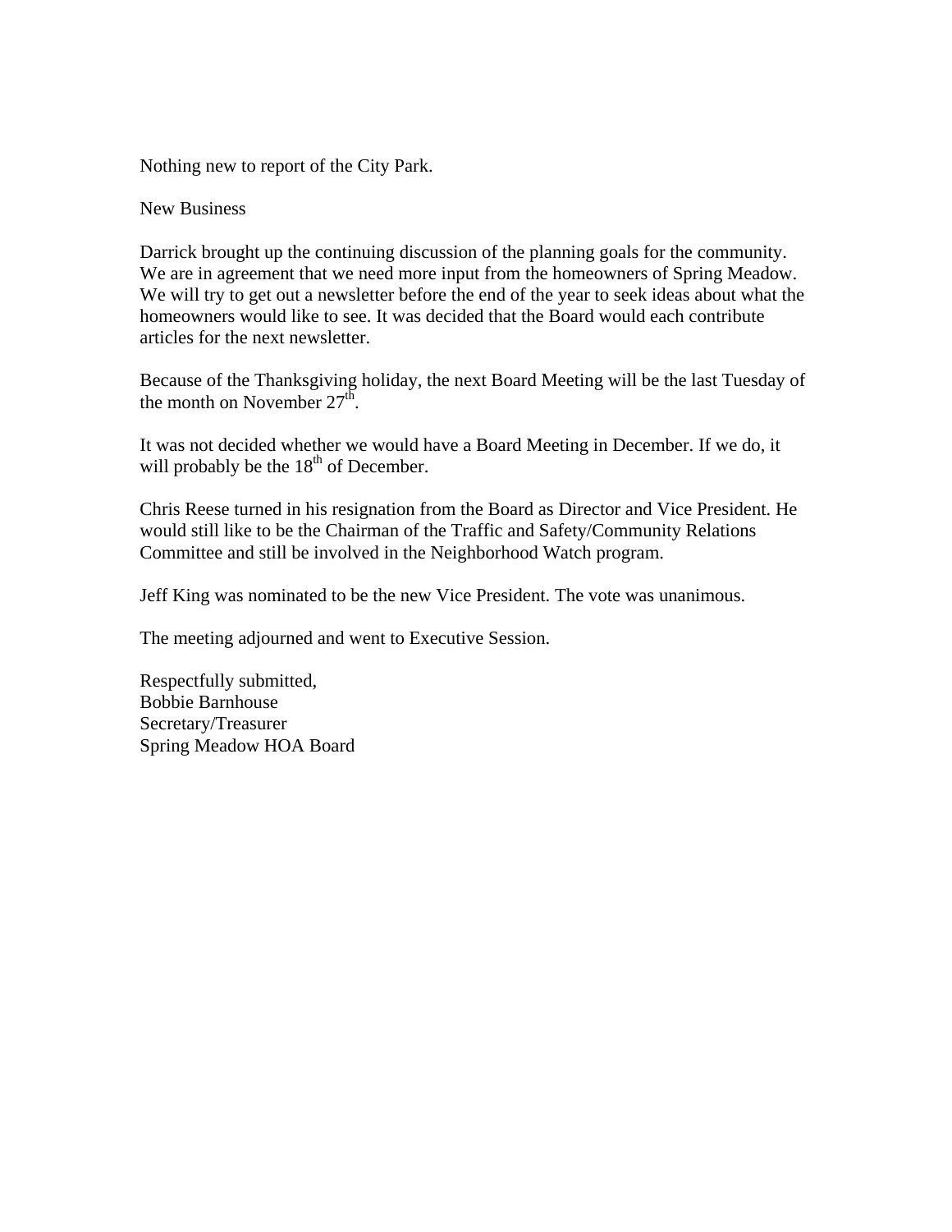Nothing new to report of the City Park.

New Business

Darrick brought up the continuing discussion of the planning goals for the community. We are in agreement that we need more input from the homeowners of Spring Meadow. We will try to get out a newsletter before the end of the year to seek ideas about what the homeowners would like to see. It was decided that the Board would each contribute articles for the next newsletter.

Because of the Thanksgiving holiday, the next Board Meeting will be the last Tuesday of the month on November 27th.

It was not decided whether we would have a Board Meeting in December. If we do, it will probably be the 18th of December.

Chris Reese turned in his resignation from the Board as Director and Vice President. He would still like to be the Chairman of the Traffic and Safety/Community Relations Committee and still be involved in the Neighborhood Watch program.

Jeff King was nominated to be the new Vice President. The vote was unanimous.

The meeting adjourned and went to Executive Session.

Respectfully submitted,  
Bobbie Barnhouse  
Secretary/Treasurer  
Spring Meadow HOA Board